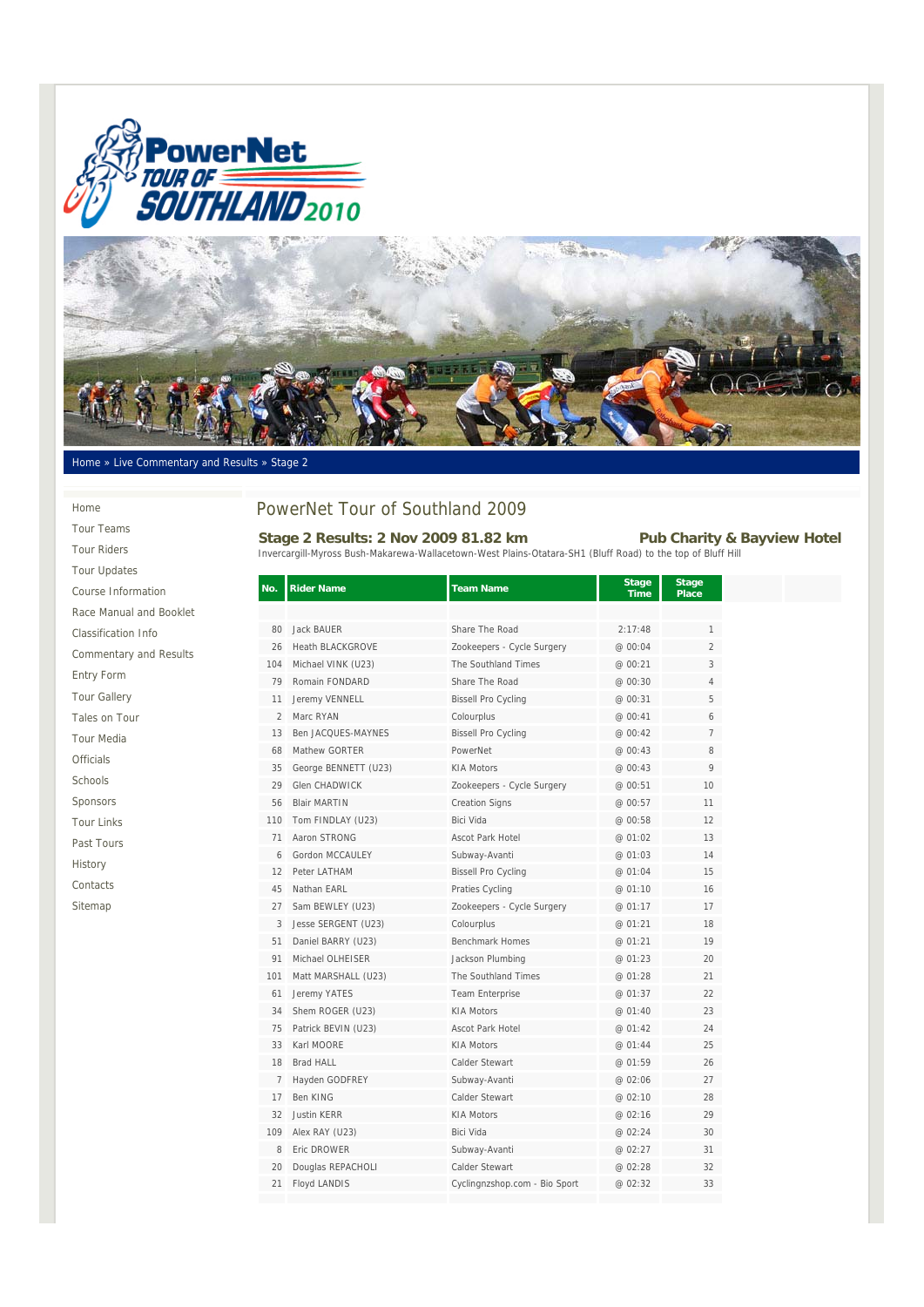Home » Live Commentary and Results » Stage 2

- Home
- Tour Teams
- Tour Riders
- Tour Updates
- Course Information
- Race Manual and Booklet
- Classification Info
- Commentary and Results
- Entry Form
- Tour Gallery
- Tales on Tour
- Tour Media
- Officials
- Schools
- Sponsors
- Tour Links
- Past Tours
- History
- Contacts
- Sitemap

# PowerNet Tour of Southland 2009

## Stage 2 Results: 2 Nov 2009 81.82 km — Pub Charity & Bayview Hotel

Invercargill-Myross Bush-Makarewa-Wallacetown-West Plains-Otatara-SH1 (Bluff Road) to the top of Bluff Hill

| No. | Rider Name | Team Name | Stage Time | Stage Place |
|---|---|---|---|---|
| 80 | Jack BAUER | Share The Road | 2:17:48 | 1 |
| 26 | Heath BLACKGROVE | Zookeepers - Cycle Surgery | @ 00:04 | 2 |
| 104 | Michael VINK (U23) | The Southland Times | @ 00:21 | 3 |
| 79 | Romain FONDARD | Share The Road | @ 00:30 | 4 |
| 11 | Jeremy VENNELL | Bissell Pro Cycling | @ 00:31 | 5 |
| 2 | Marc RYAN | Colourplus | @ 00:41 | 6 |
| 13 | Ben JACQUES-MAYNES | Bissell Pro Cycling | @ 00:42 | 7 |
| 68 | Mathew GORTER | PowerNet | @ 00:43 | 8 |
| 35 | George BENNETT (U23) | KIA Motors | @ 00:43 | 9 |
| 29 | Glen CHADWICK | Zookeepers - Cycle Surgery | @ 00:51 | 10 |
| 56 | Blair MARTIN | Creation Signs | @ 00:57 | 11 |
| 110 | Tom FINDLAY (U23) | Bici Vida | @ 00:58 | 12 |
| 71 | Aaron STRONG | Ascot Park Hotel | @ 01:02 | 13 |
| 6 | Gordon MCCAULEY | Subway-Avanti | @ 01:03 | 14 |
| 12 | Peter LATHAM | Bissell Pro Cycling | @ 01:04 | 15 |
| 45 | Nathan EARL | Praties Cycling | @ 01:10 | 16 |
| 27 | Sam BEWLEY (U23) | Zookeepers - Cycle Surgery | @ 01:17 | 17 |
| 3 | Jesse SERGENT (U23) | Colourplus | @ 01:21 | 18 |
| 51 | Daniel BARRY (U23) | Benchmark Homes | @ 01:21 | 19 |
| 91 | Michael OLHEISER | Jackson Plumbing | @ 01:23 | 20 |
| 101 | Matt MARSHALL (U23) | The Southland Times | @ 01:28 | 21 |
| 61 | Jeremy YATES | Team Enterprise | @ 01:37 | 22 |
| 34 | Shem ROGER (U23) | KIA Motors | @ 01:40 | 23 |
| 75 | Patrick BEVIN (U23) | Ascot Park Hotel | @ 01:42 | 24 |
| 33 | Karl MOORE | KIA Motors | @ 01:44 | 25 |
| 18 | Brad HALL | Calder Stewart | @ 01:59 | 26 |
| 7 | Hayden GODFREY | Subway-Avanti | @ 02:06 | 27 |
| 17 | Ben KING | Calder Stewart | @ 02:10 | 28 |
| 32 | Justin KERR | KIA Motors | @ 02:16 | 29 |
| 109 | Alex RAY (U23) | Bici Vida | @ 02:24 | 30 |
| 8 | Eric DROWER | Subway-Avanti | @ 02:27 | 31 |
| 20 | Douglas REPACHOLI | Calder Stewart | @ 02:28 | 32 |
| 21 | Floyd LANDIS | Cyclingnzshop.com - Bio Sport | @ 02:32 | 33 |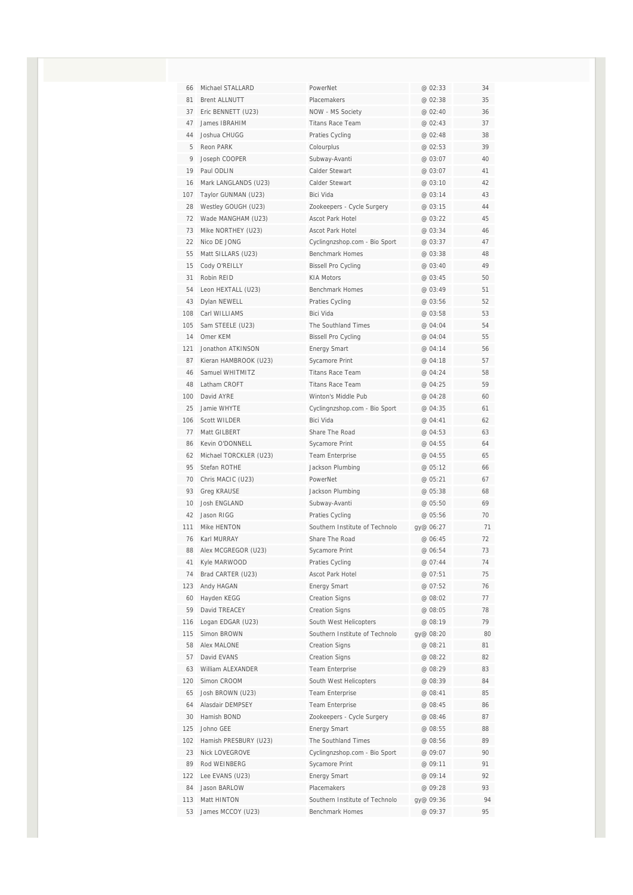| | | | | |
|---|---|---|---|---|
| 66 | Michael STALLARD | PowerNet | @ 02:33 | 34 |
| 81 | Brent ALLNUTT | Placemakers | @ 02:38 | 35 |
| 37 | Eric BENNETT (U23) | NOW - MS Society | @ 02:40 | 36 |
| 47 | James IBRAHIM | Titans Race Team | @ 02:43 | 37 |
| 44 | Joshua CHUGG | Praties Cycling | @ 02:48 | 38 |
| 5 | Reon PARK | Colourplus | @ 02:53 | 39 |
| 9 | Joseph COOPER | Subway-Avanti | @ 03:07 | 40 |
| 19 | Paul ODLIN | Calder Stewart | @ 03:07 | 41 |
| 16 | Mark LANGLANDS (U23) | Calder Stewart | @ 03:10 | 42 |
| 107 | Taylor GUNMAN (U23) | Bici Vida | @ 03:14 | 43 |
| 28 | Westley GOUGH (U23) | Zookeepers - Cycle Surgery | @ 03:15 | 44 |
| 72 | Wade MANGHAM (U23) | Ascot Park Hotel | @ 03:22 | 45 |
| 73 | Mike NORTHEY (U23) | Ascot Park Hotel | @ 03:34 | 46 |
| 22 | Nico DE JONG | Cyclingnzshop.com - Bio Sport | @ 03:37 | 47 |
| 55 | Matt SILLARS (U23) | Benchmark Homes | @ 03:38 | 48 |
| 15 | Cody O'REILLY | Bissell Pro Cycling | @ 03:40 | 49 |
| 31 | Robin REID | KIA Motors | @ 03:45 | 50 |
| 54 | Leon HEXTALL (U23) | Benchmark Homes | @ 03:49 | 51 |
| 43 | Dylan NEWELL | Praties Cycling | @ 03:56 | 52 |
| 108 | Carl WILLIAMS | Bici Vida | @ 03:58 | 53 |
| 105 | Sam STEELE (U23) | The Southland Times | @ 04:04 | 54 |
| 14 | Omer KEM | Bissell Pro Cycling | @ 04:04 | 55 |
| 121 | Jonathon ATKINSON | Energy Smart | @ 04:14 | 56 |
| 87 | Kieran HAMBROOK (U23) | Sycamore Print | @ 04:18 | 57 |
| 46 | Samuel WHITMITZ | Titans Race Team | @ 04:24 | 58 |
| 48 | Latham CROFT | Titans Race Team | @ 04:25 | 59 |
| 100 | David AYRE | Winton's Middle Pub | @ 04:28 | 60 |
| 25 | Jamie WHYTE | Cyclingnzshop.com - Bio Sport | @ 04:35 | 61 |
| 106 | Scott WILDER | Bici Vida | @ 04:41 | 62 |
| 77 | Matt GILBERT | Share The Road | @ 04:53 | 63 |
| 86 | Kevin O'DONNELL | Sycamore Print | @ 04:55 | 64 |
| 62 | Michael TORCKLER (U23) | Team Enterprise | @ 04:55 | 65 |
| 95 | Stefan ROTHE | Jackson Plumbing | @ 05:12 | 66 |
| 70 | Chris MACIC (U23) | PowerNet | @ 05:21 | 67 |
| 93 | Greg KRAUSE | Jackson Plumbing | @ 05:38 | 68 |
| 10 | Josh ENGLAND | Subway-Avanti | @ 05:50 | 69 |
| 42 | Jason RIGG | Praties Cycling | @ 05:56 | 70 |
| 111 | Mike HENTON | Southern Institute of Technolo | gy@ 06:27 | 71 |
| 76 | Karl MURRAY | Share The Road | @ 06:45 | 72 |
| 88 | Alex MCGREGOR (U23) | Sycamore Print | @ 06:54 | 73 |
| 41 | Kyle MARWOOD | Praties Cycling | @ 07:44 | 74 |
| 74 | Brad CARTER (U23) | Ascot Park Hotel | @ 07:51 | 75 |
| 123 | Andy HAGAN | Energy Smart | @ 07:52 | 76 |
| 60 | Hayden KEGG | Creation Signs | @ 08:02 | 77 |
| 59 | David TREACEY | Creation Signs | @ 08:05 | 78 |
| 116 | Logan EDGAR (U23) | South West Helicopters | @ 08:19 | 79 |
| 115 | Simon BROWN | Southern Institute of Technolo | gy@ 08:20 | 80 |
| 58 | Alex MALONE | Creation Signs | @ 08:21 | 81 |
| 57 | David EVANS | Creation Signs | @ 08:22 | 82 |
| 63 | William ALEXANDER | Team Enterprise | @ 08:29 | 83 |
| 120 | Simon CROOM | South West Helicopters | @ 08:39 | 84 |
| 65 | Josh BROWN (U23) | Team Enterprise | @ 08:41 | 85 |
| 64 | Alasdair DEMPSEY | Team Enterprise | @ 08:45 | 86 |
| 30 | Hamish BOND | Zookeepers - Cycle Surgery | @ 08:46 | 87 |
| 125 | Johno GEE | Energy Smart | @ 08:55 | 88 |
| 102 | Hamish PRESBURY (U23) | The Southland Times | @ 08:56 | 89 |
| 23 | Nick LOVEGROVE | Cyclingnzshop.com - Bio Sport | @ 09:07 | 90 |
| 89 | Rod WEINBERG | Sycamore Print | @ 09:11 | 91 |
| 122 | Lee EVANS (U23) | Energy Smart | @ 09:14 | 92 |
| 84 | Jason BARLOW | Placemakers | @ 09:28 | 93 |
| 113 | Matt HINTON | Southern Institute of Technolo | gy@ 09:36 | 94 |
| 53 | James MCCOY (U23) | Benchmark Homes | @ 09:37 | 95 |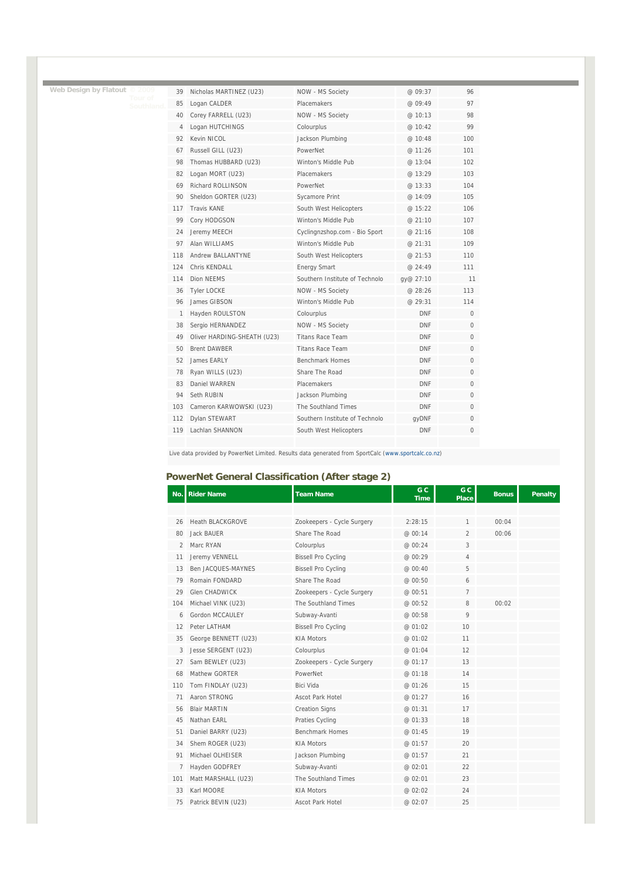Web Design by Flatout © 2009 Tour of Southland

| | | | | |
|---|---|---|---|---|
| 39 | Nicholas MARTINEZ (U23) | NOW - MS Society | @ 09:37 | 96 |
| 85 | Logan CALDER | Placemakers | @ 09:49 | 97 |
| 40 | Corey FARRELL (U23) | NOW - MS Society | @ 10:13 | 98 |
| 4 | Logan HUTCHINGS | Colourplus | @ 10:42 | 99 |
| 92 | Kevin NICOL | Jackson Plumbing | @ 10:48 | 100 |
| 67 | Russell GILL (U23) | PowerNet | @ 11:26 | 101 |
| 98 | Thomas HUBBARD (U23) | Winton's Middle Pub | @ 13:04 | 102 |
| 82 | Logan MORT (U23) | Placemakers | @ 13:29 | 103 |
| 69 | Richard ROLLINSON | PowerNet | @ 13:33 | 104 |
| 90 | Sheldon GORTER (U23) | Sycamore Print | @ 14:09 | 105 |
| 117 | Travis KANE | South West Helicopters | @ 15:22 | 106 |
| 99 | Cory HODGSON | Winton's Middle Pub | @ 21:10 | 107 |
| 24 | Jeremy MEECH | Cyclingnzshop.com - Bio Sport | @ 21:16 | 108 |
| 97 | Alan WILLIAMS | Winton's Middle Pub | @ 21:31 | 109 |
| 118 | Andrew BALLANTYNE | South West Helicopters | @ 21:53 | 110 |
| 124 | Chris KENDALL | Energy Smart | @ 24:49 | 111 |
| 114 | Dion NEEMS | Southern Institute of Technolo | gy@ 27:10 | 11 |
| 36 | Tyler LOCKE | NOW - MS Society | @ 28:26 | 113 |
| 96 | James GIBSON | Winton's Middle Pub | @ 29:31 | 114 |
| 1 | Hayden ROULSTON | Colourplus | DNF | 0 |
| 38 | Sergio HERNANDEZ | NOW - MS Society | DNF | 0 |
| 49 | Oliver HARDING-SHEATH (U23) | Titans Race Team | DNF | 0 |
| 50 | Brent DAWBER | Titans Race Team | DNF | 0 |
| 52 | James EARLY | Benchmark Homes | DNF | 0 |
| 78 | Ryan WILLS (U23) | Share The Road | DNF | 0 |
| 83 | Daniel WARREN | Placemakers | DNF | 0 |
| 94 | Seth RUBIN | Jackson Plumbing | DNF | 0 |
| 103 | Cameron KARWOWSKI (U23) | The Southland Times | DNF | 0 |
| 112 | Dylan STEWART | Southern Institute of Technolo | gyDNF | 0 |
| 119 | Lachlan SHANNON | South West Helicopters | DNF | 0 |

Live data provided by PowerNet Limited. Results data generated from SportCalc (www.sportcalc.co.nz)

## PowerNet General Classification (After stage 2)

| No. | Rider Name | Team Name | GC Time | GC Place | Bonus | Penalty |
|---|---|---|---|---|---|---|
| 26 | Heath BLACKGROVE | Zookeepers - Cycle Surgery | 2:28:15 | 1 | 00:04 | |
| 80 | Jack BAUER | Share The Road | @ 00:14 | 2 | 00:06 | |
| 2 | Marc RYAN | Colourplus | @ 00:24 | 3 | | |
| 11 | Jeremy VENNELL | Bissell Pro Cycling | @ 00:29 | 4 | | |
| 13 | Ben JACQUES-MAYNES | Bissell Pro Cycling | @ 00:40 | 5 | | |
| 79 | Romain FONDARD | Share The Road | @ 00:50 | 6 | | |
| 29 | Glen CHADWICK | Zookeepers - Cycle Surgery | @ 00:51 | 7 | | |
| 104 | Michael VINK (U23) | The Southland Times | @ 00:52 | 8 | 00:02 | |
| 6 | Gordon MCCAULEY | Subway-Avanti | @ 00:58 | 9 | | |
| 12 | Peter LATHAM | Bissell Pro Cycling | @ 01:02 | 10 | | |
| 35 | George BENNETT (U23) | KIA Motors | @ 01:02 | 11 | | |
| 3 | Jesse SERGENT (U23) | Colourplus | @ 01:04 | 12 | | |
| 27 | Sam BEWLEY (U23) | Zookeepers - Cycle Surgery | @ 01:17 | 13 | | |
| 68 | Mathew GORTER | PowerNet | @ 01:18 | 14 | | |
| 110 | Tom FINDLAY (U23) | Bici Vida | @ 01:26 | 15 | | |
| 71 | Aaron STRONG | Ascot Park Hotel | @ 01:27 | 16 | | |
| 56 | Blair MARTIN | Creation Signs | @ 01:31 | 17 | | |
| 45 | Nathan EARL | Praties Cycling | @ 01:33 | 18 | | |
| 51 | Daniel BARRY (U23) | Benchmark Homes | @ 01:45 | 19 | | |
| 34 | Shem ROGER (U23) | KIA Motors | @ 01:57 | 20 | | |
| 91 | Michael OLHEISER | Jackson Plumbing | @ 01:57 | 21 | | |
| 7 | Hayden GODFREY | Subway-Avanti | @ 02:01 | 22 | | |
| 101 | Matt MARSHALL (U23) | The Southland Times | @ 02:01 | 23 | | |
| 33 | Karl MOORE | KIA Motors | @ 02:02 | 24 | | |
| 75 | Patrick BEVIN (U23) | Ascot Park Hotel | @ 02:07 | 25 | | |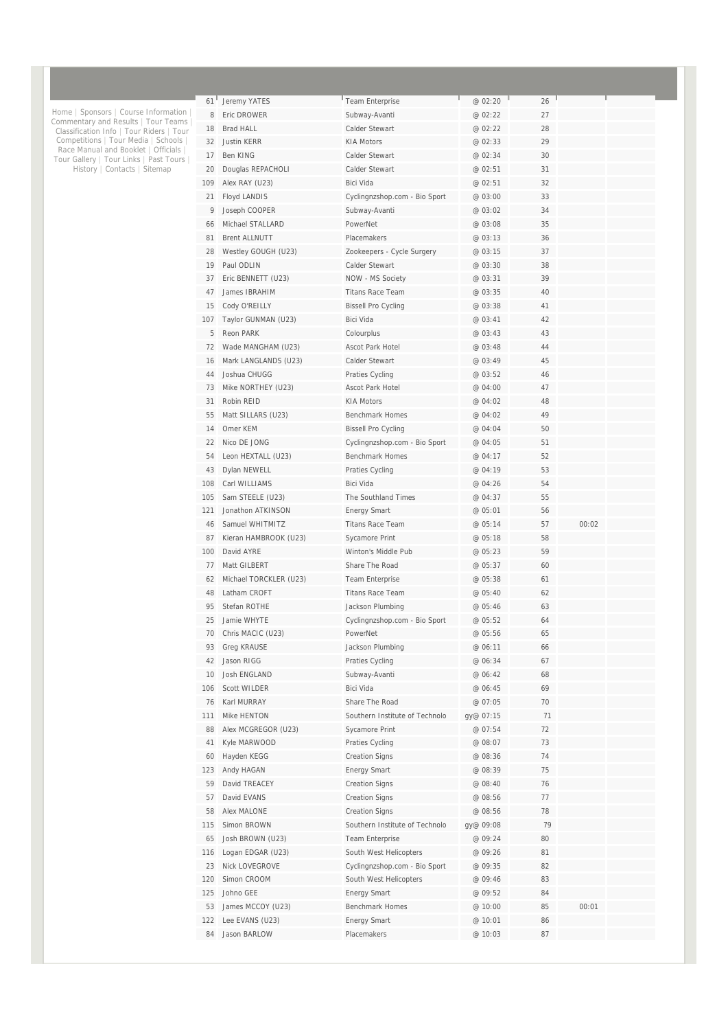Home | Sponsors | Course Information | Commentary and Results | Tour Teams | Classification Info | Tour Riders | Tour Competitions | Tour Media | Schools | Race Manual and Booklet | Officials | Tour Gallery | Tour Links | Past Tours | History | Contacts | Sitemap

| | | | | | | |
|---|---|---|---|---|---|---|
| 61 | Jeremy YATES | Team Enterprise | @ 02:20 | 26 | | |
| 8 | Eric DROWER | Subway-Avanti | @ 02:22 | 27 | | |
| 18 | Brad HALL | Calder Stewart | @ 02:22 | 28 | | |
| 32 | Justin KERR | KIA Motors | @ 02:33 | 29 | | |
| 17 | Ben KING | Calder Stewart | @ 02:34 | 30 | | |
| 20 | Douglas REPACHOLI | Calder Stewart | @ 02:51 | 31 | | |
| 109 | Alex RAY (U23) | Bici Vida | @ 02:51 | 32 | | |
| 21 | Floyd LANDIS | Cyclingnzshop.com - Bio Sport | @ 03:00 | 33 | | |
| 9 | Joseph COOPER | Subway-Avanti | @ 03:02 | 34 | | |
| 66 | Michael STALLARD | PowerNet | @ 03:08 | 35 | | |
| 81 | Brent ALLNUTT | Placemakers | @ 03:13 | 36 | | |
| 28 | Westley GOUGH (U23) | Zookeepers - Cycle Surgery | @ 03:15 | 37 | | |
| 19 | Paul ODLIN | Calder Stewart | @ 03:30 | 38 | | |
| 37 | Eric BENNETT (U23) | NOW - MS Society | @ 03:31 | 39 | | |
| 47 | James IBRAHIM | Titans Race Team | @ 03:35 | 40 | | |
| 15 | Cody O'REILLY | Bissell Pro Cycling | @ 03:38 | 41 | | |
| 107 | Taylor GUNMAN (U23) | Bici Vida | @ 03:41 | 42 | | |
| 5 | Reon PARK | Colourplus | @ 03:43 | 43 | | |
| 72 | Wade MANGHAM (U23) | Ascot Park Hotel | @ 03:48 | 44 | | |
| 16 | Mark LANGLANDS (U23) | Calder Stewart | @ 03:49 | 45 | | |
| 44 | Joshua CHUGG | Praties Cycling | @ 03:52 | 46 | | |
| 73 | Mike NORTHEY (U23) | Ascot Park Hotel | @ 04:00 | 47 | | |
| 31 | Robin REID | KIA Motors | @ 04:02 | 48 | | |
| 55 | Matt SILLARS (U23) | Benchmark Homes | @ 04:02 | 49 | | |
| 14 | Omer KEM | Bissell Pro Cycling | @ 04:04 | 50 | | |
| 22 | Nico DE JONG | Cyclingnzshop.com - Bio Sport | @ 04:05 | 51 | | |
| 54 | Leon HEXTALL (U23) | Benchmark Homes | @ 04:17 | 52 | | |
| 43 | Dylan NEWELL | Praties Cycling | @ 04:19 | 53 | | |
| 108 | Carl WILLIAMS | Bici Vida | @ 04:26 | 54 | | |
| 105 | Sam STEELE (U23) | The Southland Times | @ 04:37 | 55 | | |
| 121 | Jonathon ATKINSON | Energy Smart | @ 05:01 | 56 | | |
| 46 | Samuel WHITMITZ | Titans Race Team | @ 05:14 | 57 | 00:02 | |
| 87 | Kieran HAMBROOK (U23) | Sycamore Print | @ 05:18 | 58 | | |
| 100 | David AYRE | Winton's Middle Pub | @ 05:23 | 59 | | |
| 77 | Matt GILBERT | Share The Road | @ 05:37 | 60 | | |
| 62 | Michael TORCKLER (U23) | Team Enterprise | @ 05:38 | 61 | | |
| 48 | Latham CROFT | Titans Race Team | @ 05:40 | 62 | | |
| 95 | Stefan ROTHE | Jackson Plumbing | @ 05:46 | 63 | | |
| 25 | Jamie WHYTE | Cyclingnzshop.com - Bio Sport | @ 05:52 | 64 | | |
| 70 | Chris MACIC (U23) | PowerNet | @ 05:56 | 65 | | |
| 93 | Greg KRAUSE | Jackson Plumbing | @ 06:11 | 66 | | |
| 42 | Jason RIGG | Praties Cycling | @ 06:34 | 67 | | |
| 10 | Josh ENGLAND | Subway-Avanti | @ 06:42 | 68 | | |
| 106 | Scott WILDER | Bici Vida | @ 06:45 | 69 | | |
| 76 | Karl MURRAY | Share The Road | @ 07:05 | 70 | | |
| 111 | Mike HENTON | Southern Institute of Technolo | gy@ 07:15 | 71 | | |
| 88 | Alex MCGREGOR (U23) | Sycamore Print | @ 07:54 | 72 | | |
| 41 | Kyle MARWOOD | Praties Cycling | @ 08:07 | 73 | | |
| 60 | Hayden KEGG | Creation Signs | @ 08:36 | 74 | | |
| 123 | Andy HAGAN | Energy Smart | @ 08:39 | 75 | | |
| 59 | David TREACEY | Creation Signs | @ 08:40 | 76 | | |
| 57 | David EVANS | Creation Signs | @ 08:56 | 77 | | |
| 58 | Alex MALONE | Creation Signs | @ 08:56 | 78 | | |
| 115 | Simon BROWN | Southern Institute of Technolo | gy@ 09:08 | 79 | | |
| 65 | Josh BROWN (U23) | Team Enterprise | @ 09:24 | 80 | | |
| 116 | Logan EDGAR (U23) | South West Helicopters | @ 09:26 | 81 | | |
| 23 | Nick LOVEGROVE | Cyclingnzshop.com - Bio Sport | @ 09:35 | 82 | | |
| 120 | Simon CROOM | South West Helicopters | @ 09:46 | 83 | | |
| 125 | Johno GEE | Energy Smart | @ 09:52 | 84 | | |
| 53 | James MCCOY (U23) | Benchmark Homes | @ 10:00 | 85 | 00:01 | |
| 122 | Lee EVANS (U23) | Energy Smart | @ 10:01 | 86 | | |
| 84 | Jason BARLOW | Placemakers | @ 10:03 | 87 | | |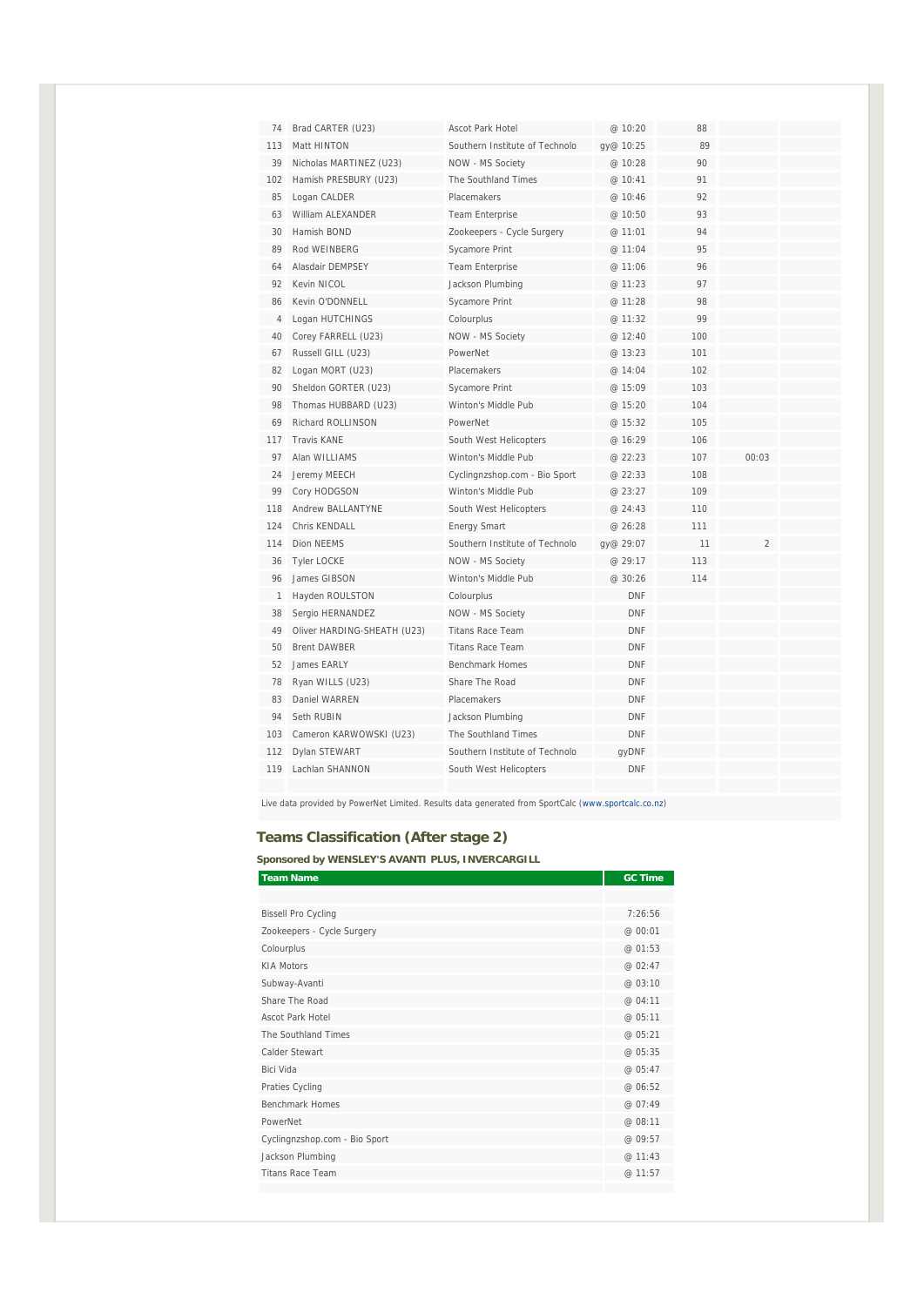| | | | | | | |
|---|---|---|---|---|---|---|
| 74 | Brad CARTER (U23) | Ascot Park Hotel | @ 10:20 | 88 | | |
| 113 | Matt HINTON | Southern Institute of Technolo | gy@ 10:25 | 89 | | |
| 39 | Nicholas MARTINEZ (U23) | NOW - MS Society | @ 10:28 | 90 | | |
| 102 | Hamish PRESBURY (U23) | The Southland Times | @ 10:41 | 91 | | |
| 85 | Logan CALDER | Placemakers | @ 10:46 | 92 | | |
| 63 | William ALEXANDER | Team Enterprise | @ 10:50 | 93 | | |
| 30 | Hamish BOND | Zookeepers - Cycle Surgery | @ 11:01 | 94 | | |
| 89 | Rod WEINBERG | Sycamore Print | @ 11:04 | 95 | | |
| 64 | Alasdair DEMPSEY | Team Enterprise | @ 11:06 | 96 | | |
| 92 | Kevin NICOL | Jackson Plumbing | @ 11:23 | 97 | | |
| 86 | Kevin O'DONNELL | Sycamore Print | @ 11:28 | 98 | | |
| 4 | Logan HUTCHINGS | Colourplus | @ 11:32 | 99 | | |
| 40 | Corey FARRELL (U23) | NOW - MS Society | @ 12:40 | 100 | | |
| 67 | Russell GILL (U23) | PowerNet | @ 13:23 | 101 | | |
| 82 | Logan MORT (U23) | Placemakers | @ 14:04 | 102 | | |
| 90 | Sheldon GORTER (U23) | Sycamore Print | @ 15:09 | 103 | | |
| 98 | Thomas HUBBARD (U23) | Winton's Middle Pub | @ 15:20 | 104 | | |
| 69 | Richard ROLLINSON | PowerNet | @ 15:32 | 105 | | |
| 117 | Travis KANE | South West Helicopters | @ 16:29 | 106 | | |
| 97 | Alan WILLIAMS | Winton's Middle Pub | @ 22:23 | 107 | 00:03 | |
| 24 | Jeremy MEECH | Cyclingnzshop.com - Bio Sport | @ 22:33 | 108 | | |
| 99 | Cory HODGSON | Winton's Middle Pub | @ 23:27 | 109 | | |
| 118 | Andrew BALLANTYNE | South West Helicopters | @ 24:43 | 110 | | |
| 124 | Chris KENDALL | Energy Smart | @ 26:28 | 111 | | |
| 114 | Dion NEEMS | Southern Institute of Technolo | gy@ 29:07 | 11 | 2 | |
| 36 | Tyler LOCKE | NOW - MS Society | @ 29:17 | 113 | | |
| 96 | James GIBSON | Winton's Middle Pub | @ 30:26 | 114 | | |
| 1 | Hayden ROULSTON | Colourplus | DNF | | | |
| 38 | Sergio HERNANDEZ | NOW - MS Society | DNF | | | |
| 49 | Oliver HARDING-SHEATH (U23) | Titans Race Team | DNF | | | |
| 50 | Brent DAWBER | Titans Race Team | DNF | | | |
| 52 | James EARLY | Benchmark Homes | DNF | | | |
| 78 | Ryan WILLS (U23) | Share The Road | DNF | | | |
| 83 | Daniel WARREN | Placemakers | DNF | | | |
| 94 | Seth RUBIN | Jackson Plumbing | DNF | | | |
| 103 | Cameron KARWOWSKI (U23) | The Southland Times | DNF | | | |
| 112 | Dylan STEWART | Southern Institute of Technolo | gyDNF | | | |
| 119 | Lachlan SHANNON | South West Helicopters | DNF | | | |

Live data provided by PowerNet Limited. Results data generated from SportCalc (www.sportcalc.co.nz)

## Teams Classification (After stage 2)

**Sponsored by WENSLEY'S AVANTI PLUS, INVERCARGILL**

| Team Name | GC Time |
|---|---|
| Bissell Pro Cycling | 7:26:56 |
| Zookeepers - Cycle Surgery | @ 00:01 |
| Colourplus | @ 01:53 |
| KIA Motors | @ 02:47 |
| Subway-Avanti | @ 03:10 |
| Share The Road | @ 04:11 |
| Ascot Park Hotel | @ 05:11 |
| The Southland Times | @ 05:21 |
| Calder Stewart | @ 05:35 |
| Bici Vida | @ 05:47 |
| Praties Cycling | @ 06:52 |
| Benchmark Homes | @ 07:49 |
| PowerNet | @ 08:11 |
| Cyclingnzshop.com - Bio Sport | @ 09:57 |
| Jackson Plumbing | @ 11:43 |
| Titans Race Team | @ 11:57 |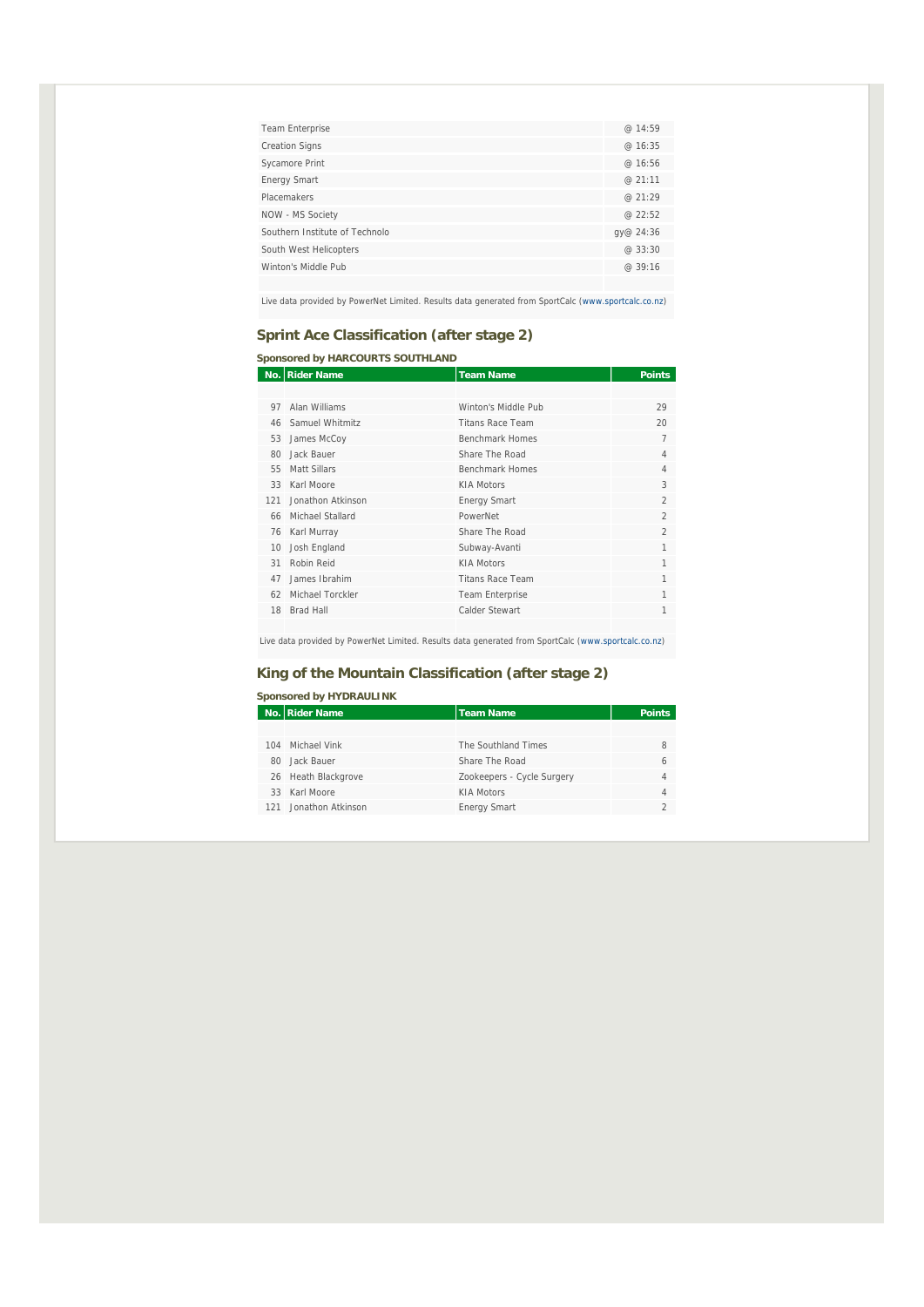| | |
|---|---|
| Team Enterprise | @ 14:59 |
| Creation Signs | @ 16:35 |
| Sycamore Print | @ 16:56 |
| Energy Smart | @ 21:11 |
| Placemakers | @ 21:29 |
| NOW - MS Society | @ 22:52 |
| Southern Institute of Technolo | gy@ 24:36 |
| South West Helicopters | @ 33:30 |
| Winton's Middle Pub | @ 39:16 |

Live data provided by PowerNet Limited. Results data generated from SportCalc (www.sportcalc.co.nz)

## Sprint Ace Classification (after stage 2)

**Sponsored by HARCOURTS SOUTHLAND**

| No. | Rider Name | Team Name | Points |
|---|---|---|---|
| 97 | Alan Williams | Winton's Middle Pub | 29 |
| 46 | Samuel Whitmitz | Titans Race Team | 20 |
| 53 | James McCoy | Benchmark Homes | 7 |
| 80 | Jack Bauer | Share The Road | 4 |
| 55 | Matt Sillars | Benchmark Homes | 4 |
| 33 | Karl Moore | KIA Motors | 3 |
| 121 | Jonathon Atkinson | Energy Smart | 2 |
| 66 | Michael Stallard | PowerNet | 2 |
| 76 | Karl Murray | Share The Road | 2 |
| 10 | Josh England | Subway-Avanti | 1 |
| 31 | Robin Reid | KIA Motors | 1 |
| 47 | James Ibrahim | Titans Race Team | 1 |
| 62 | Michael Torckler | Team Enterprise | 1 |
| 18 | Brad Hall | Calder Stewart | 1 |

Live data provided by PowerNet Limited. Results data generated from SportCalc (www.sportcalc.co.nz)

## King of the Mountain Classification (after stage 2)

**Sponsored by HYDRAULINK**

| No. | Rider Name | Team Name | Points |
|---|---|---|---|
| 104 | Michael Vink | The Southland Times | 8 |
| 80 | Jack Bauer | Share The Road | 6 |
| 26 | Heath Blackgrove | Zookeepers - Cycle Surgery | 4 |
| 33 | Karl Moore | KIA Motors | 4 |
| 121 | Jonathon Atkinson | Energy Smart | 2 |